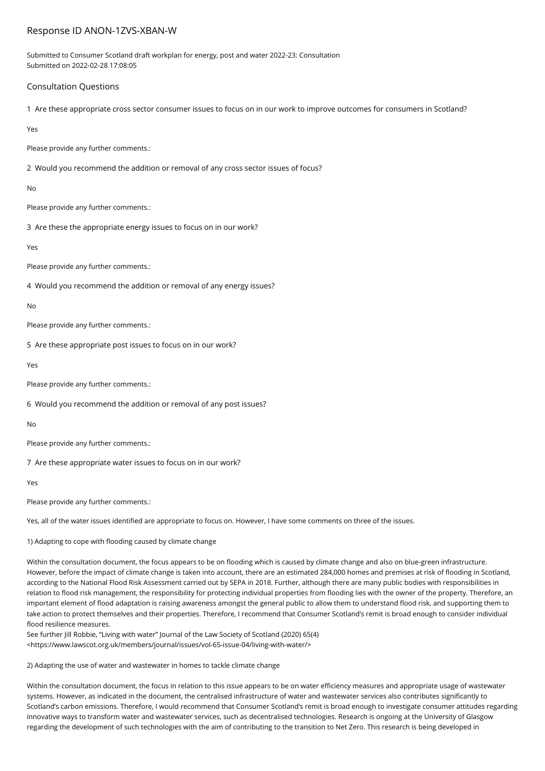# Response ID ANON-1ZVS-XBAN-W

Submitted to Consumer Scotland draft workplan for energy, post and water 2022-23: Consultation
Submitted on 2022-02-28 17:08:05

## Consultation Questions

1 Are these appropriate cross sector consumer issues to focus on in our work to improve outcomes for consumers in Scotland?

Yes

Please provide any further comments.:

2 Would you recommend the addition or removal of any cross sector issues of focus?

No

Please provide any further comments.:

3 Are these the appropriate energy issues to focus on in our work?

Yes

Please provide any further comments.:

4 Would you recommend the addition or removal of any energy issues?

No

Please provide any further comments.:

5 Are these appropriate post issues to focus on in our work?

Yes

Please provide any further comments.:

6 Would you recommend the addition or removal of any post issues?

No

Please provide any further comments.:

7 Are these appropriate water issues to focus on in our work?

Yes

Please provide any further comments.:

Yes, all of the water issues identified are appropriate to focus on. However, I have some comments on three of the issues.

1) Adapting to cope with flooding caused by climate change

Within the consultation document, the focus appears to be on flooding which is caused by climate change and also on blue-green infrastructure. However, before the impact of climate change is taken into account, there are an estimated 284,000 homes and premises at risk of flooding in Scotland, according to the National Flood Risk Assessment carried out by SEPA in 2018. Further, although there are many public bodies with responsibilities in relation to flood risk management, the responsibility for protecting individual properties from flooding lies with the owner of the property. Therefore, an important element of flood adaptation is raising awareness amongst the general public to allow them to understand flood risk, and supporting them to take action to protect themselves and their properties. Therefore, I recommend that Consumer Scotland's remit is broad enough to consider individual flood resilience measures.
See further Jill Robbie, "Living with water" Journal of the Law Society of Scotland (2020) 65(4) <https://www.lawscot.org.uk/members/journal/issues/vol-65-issue-04/living-with-water/>

2) Adapting the use of water and wastewater in homes to tackle climate change

Within the consultation document, the focus in relation to this issue appears to be on water efficiency measures and appropriate usage of wastewater systems. However, as indicated in the document, the centralised infrastructure of water and wastewater services also contributes significantly to Scotland's carbon emissions. Therefore, I would recommend that Consumer Scotland's remit is broad enough to investigate consumer attitudes regarding innovative ways to transform water and wastewater services, such as decentralised technologies. Research is ongoing at the University of Glasgow regarding the development of such technologies with the aim of contributing to the transition to Net Zero. This research is being developed in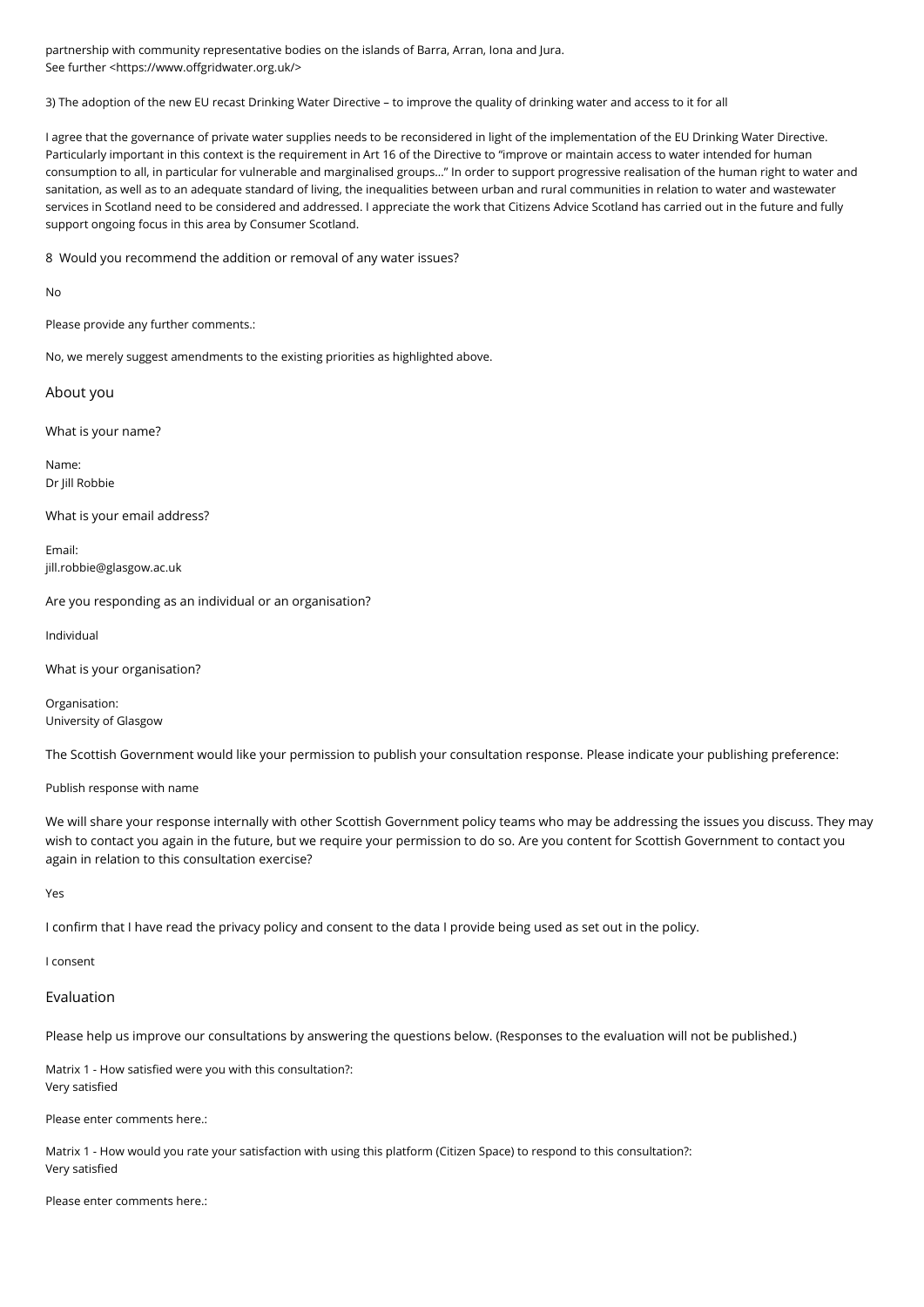partnership with community representative bodies on the islands of Barra, Arran, Iona and Jura.
See further <https://www.offgridwater.org.uk/>

3) The adoption of the new EU recast Drinking Water Directive – to improve the quality of drinking water and access to it for all

I agree that the governance of private water supplies needs to be reconsidered in light of the implementation of the EU Drinking Water Directive. Particularly important in this context is the requirement in Art 16 of the Directive to "improve or maintain access to water intended for human consumption to all, in particular for vulnerable and marginalised groups..." In order to support progressive realisation of the human right to water and sanitation, as well as to an adequate standard of living, the inequalities between urban and rural communities in relation to water and wastewater services in Scotland need to be considered and addressed. I appreciate the work that Citizens Advice Scotland has carried out in the future and fully support ongoing focus in this area by Consumer Scotland.

8 Would you recommend the addition or removal of any water issues?

No

Please provide any further comments.:

No, we merely suggest amendments to the existing priorities as highlighted above.

## About you

What is your name?

Name:
Dr Jill Robbie

What is your email address?

Email:
jill.robbie@glasgow.ac.uk

Are you responding as an individual or an organisation?

Individual

What is your organisation?

Organisation:
University of Glasgow

The Scottish Government would like your permission to publish your consultation response. Please indicate your publishing preference:

Publish response with name

We will share your response internally with other Scottish Government policy teams who may be addressing the issues you discuss. They may wish to contact you again in the future, but we require your permission to do so. Are you content for Scottish Government to contact you again in relation to this consultation exercise?

Yes

I confirm that I have read the privacy policy and consent to the data I provide being used as set out in the policy.

I consent

## Evaluation

Please help us improve our consultations by answering the questions below. (Responses to the evaluation will not be published.)

Matrix 1 - How satisfied were you with this consultation?:
Very satisfied

Please enter comments here.:

Matrix 1 - How would you rate your satisfaction with using this platform (Citizen Space) to respond to this consultation?:
Very satisfied

Please enter comments here.: